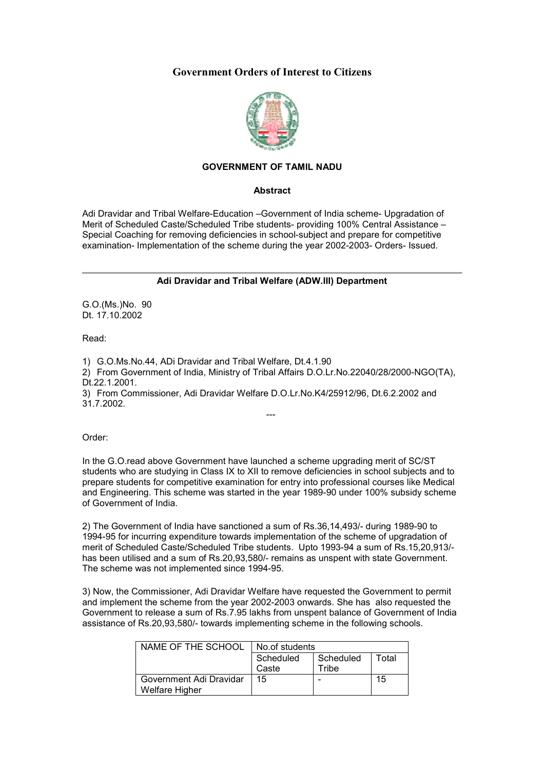# Government Orders of Interest to Citizens

**GOVERNMENT OF TAMIL NADU**

**Abstract**

Adi Dravidar and Tribal Welfare-Education –Government of India scheme- Upgradation of Merit of Scheduled Caste/Scheduled Tribe students- providing 100% Central Assistance – Special Coaching for removing deficiencies in school-subject and prepare for competitive examination- Implementation of the scheme during the year 2002-2003- Orders- Issued.

---

**Adi Dravidar and Tribal Welfare (ADW.III) Department**

G.O.(Ms.)No. 90
Dt. 17.10.2002

Read:

1) G.O.Ms.No.44, ADi Dravidar and Tribal Welfare, Dt.4.1.90
2) From Government of India, Ministry of Tribal Affairs D.O.Lr.No.22040/28/2000-NGO(TA), Dt.22.1.2001.
3) From Commissioner, Adi Dravidar Welfare D.O.Lr.No.K4/25912/96, Dt.6.2.2002 and 31.7.2002.

---

Order:

In the G.O.read above Government have launched a scheme upgrading merit of SC/ST students who are studying in Class IX to XII to remove deficiencies in school subjects and to prepare students for competitive examination for entry into professional courses like Medical and Engineering. This scheme was started in the year 1989-90 under 100% subsidy scheme of Government of India.

2) The Government of India have sanctioned a sum of Rs.36,14,493/- during 1989-90 to 1994-95 for incurring expenditure towards implementation of the scheme of upgradation of merit of Scheduled Caste/Scheduled Tribe students. Upto 1993-94 a sum of Rs.15,20,913/- has been utilised and a sum of Rs.20,93,580/- remains as unspent with state Government. The scheme was not implemented since 1994-95.

3) Now, the Commissioner, Adi Dravidar Welfare have requested the Government to permit and implement the scheme from the year 2002-2003 onwards. She has also requested the Government to release a sum of Rs.7.95 lakhs from unspent balance of Government of India assistance of Rs.20,93,580/- towards implementing scheme in the following schools.

| NAME OF THE SCHOOL | No.of students | | |
|---|---|---|---|
| | Scheduled Caste | Scheduled Tribe | Total |
| Government Adi Dravidar Welfare Higher | 15 | - | 15 |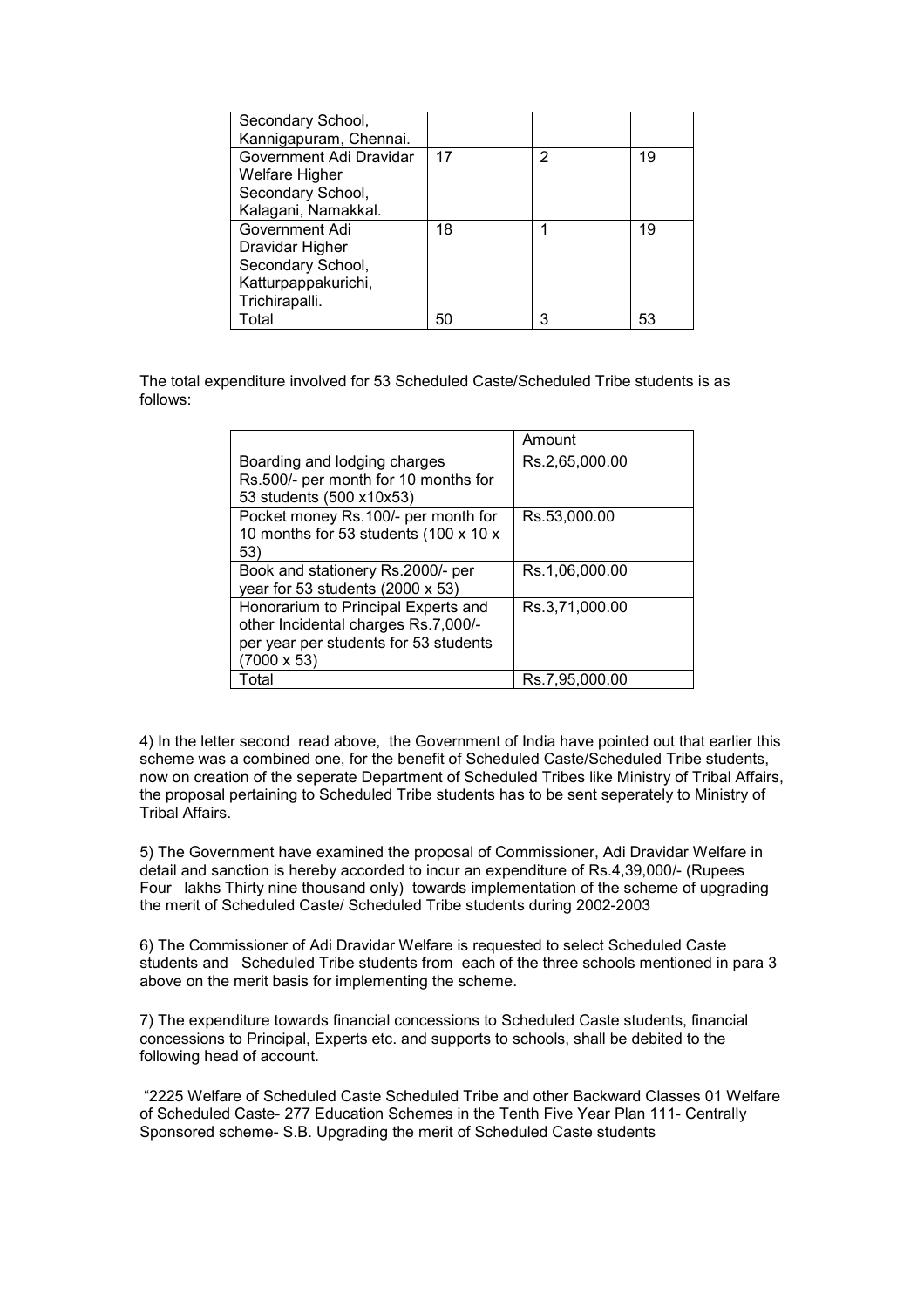| | | | |
|---|---|---|---|
| Secondary School, Kannigapuram, Chennai. | | | |
| Government Adi Dravidar Welfare Higher Secondary School, Kalagani, Namakkal. | 17 | 2 | 19 |
| Government Adi Dravidar Higher Secondary School, Katturpappakurichi, Trichirapalli. | 18 | 1 | 19 |
| Total | 50 | 3 | 53 |

The total expenditure involved for 53 Scheduled Caste/Scheduled Tribe students is as follows:

| | Amount |
|---|---|
| Boarding and lodging charges Rs.500/- per month for 10 months for 53 students (500 x10x53) | Rs.2,65,000.00 |
| Pocket money Rs.100/- per month for 10 months for 53 students (100 x 10 x 53) | Rs.53,000.00 |
| Book and stationery Rs.2000/- per year for 53 students (2000 x 53) | Rs.1,06,000.00 |
| Honorarium to Principal Experts and other Incidental charges Rs.7,000/- per year per students for 53 students (7000 x 53) | Rs.3,71,000.00 |
| Total | Rs.7,95,000.00 |

4) In the letter second read above, the Government of India have pointed out that earlier this scheme was a combined one, for the benefit of Scheduled Caste/Scheduled Tribe students, now on creation of the seperate Department of Scheduled Tribes like Ministry of Tribal Affairs, the proposal pertaining to Scheduled Tribe students has to be sent seperately to Ministry of Tribal Affairs.

5) The Government have examined the proposal of Commissioner, Adi Dravidar Welfare in detail and sanction is hereby accorded to incur an expenditure of Rs.4,39,000/- (Rupees Four lakhs Thirty nine thousand only) towards implementation of the scheme of upgrading the merit of Scheduled Caste/ Scheduled Tribe students during 2002-2003

6) The Commissioner of Adi Dravidar Welfare is requested to select Scheduled Caste students and Scheduled Tribe students from each of the three schools mentioned in para 3 above on the merit basis for implementing the scheme.

7) The expenditure towards financial concessions to Scheduled Caste students, financial concessions to Principal, Experts etc. and supports to schools, shall be debited to the following head of account.

"2225 Welfare of Scheduled Caste Scheduled Tribe and other Backward Classes 01 Welfare of Scheduled Caste- 277 Education Schemes in the Tenth Five Year Plan 111- Centrally Sponsored scheme- S.B. Upgrading the merit of Scheduled Caste students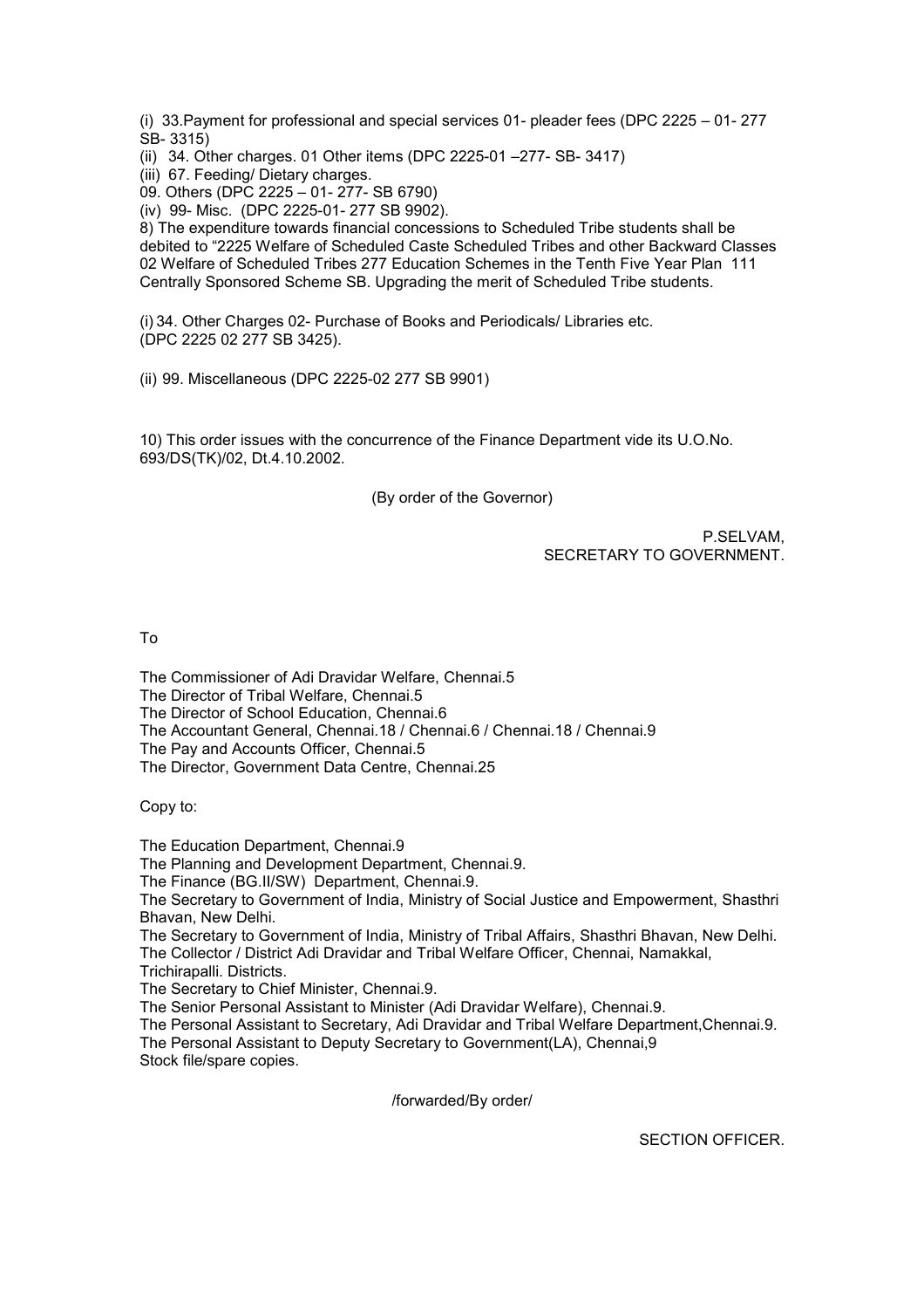(i) 33.Payment for professional and special services 01- pleader fees (DPC 2225 – 01- 277 SB- 3315)

(ii) 34. Other charges. 01 Other items (DPC 2225-01 –277- SB- 3417)

(iii) 67. Feeding/ Dietary charges.

09. Others (DPC 2225 – 01- 277- SB 6790)

(iv) 99- Misc. (DPC 2225-01- 277 SB 9902).

8) The expenditure towards financial concessions to Scheduled Tribe students shall be debited to "2225 Welfare of Scheduled Caste Scheduled Tribes and other Backward Classes 02 Welfare of Scheduled Tribes 277 Education Schemes in the Tenth Five Year Plan 111 Centrally Sponsored Scheme SB. Upgrading the merit of Scheduled Tribe students.

(i) 34. Other Charges 02- Purchase of Books and Periodicals/ Libraries etc. (DPC 2225 02 277 SB 3425).

(ii) 99. Miscellaneous (DPC 2225-02 277 SB 9901)

10) This order issues with the concurrence of the Finance Department vide its U.O.No. 693/DS(TK)/02, Dt.4.10.2002.

(By order of the Governor)

P.SELVAM,
SECRETARY TO GOVERNMENT.

To

The Commissioner of Adi Dravidar Welfare, Chennai.5
The Director of Tribal Welfare, Chennai.5
The Director of School Education, Chennai.6
The Accountant General, Chennai.18 / Chennai.6 / Chennai.18 / Chennai.9
The Pay and Accounts Officer, Chennai.5
The Director, Government Data Centre, Chennai.25

Copy to:

The Education Department, Chennai.9
The Planning and Development Department, Chennai.9.
The Finance (BG.II/SW) Department, Chennai.9.
The Secretary to Government of India, Ministry of Social Justice and Empowerment, Shasthri Bhavan, New Delhi.
The Secretary to Government of India, Ministry of Tribal Affairs, Shasthri Bhavan, New Delhi.
The Collector / District Adi Dravidar and Tribal Welfare Officer, Chennai, Namakkal, Trichirapalli. Districts.
The Secretary to Chief Minister, Chennai.9.
The Senior Personal Assistant to Minister (Adi Dravidar Welfare), Chennai.9.
The Personal Assistant to Secretary, Adi Dravidar and Tribal Welfare Department,Chennai.9.
The Personal Assistant to Deputy Secretary to Government(LA), Chennai,9
Stock file/spare copies.

/forwarded/By order/

SECTION OFFICER.